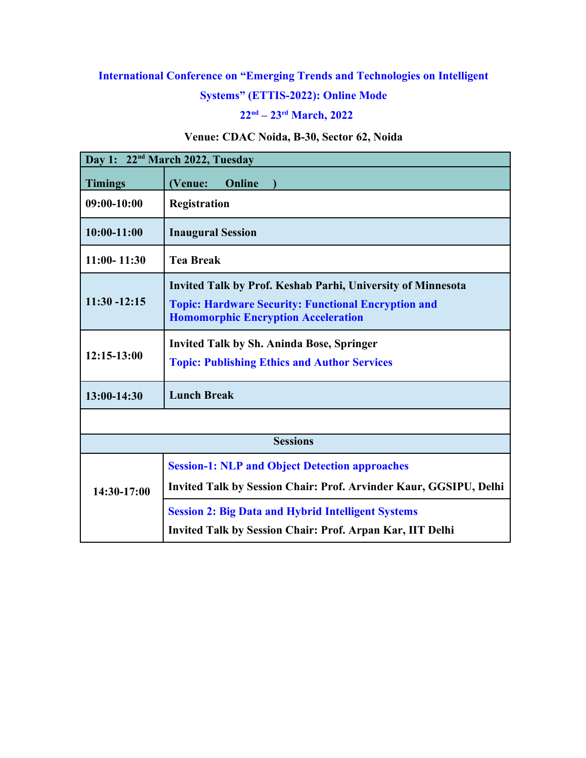**International Conference on "Emerging Trends and Technologies on Intelligent Systems" (ETTIS-2022): Online Mode**

**22nd – 23rd March, 2022**

**Venue: CDAC Noida, B-30, Sector 62, Noida**

| Day 1: 22nd March 2022, Tuesday | |
|---|---|
| **Timings** | **(Venue: Online )** |
| **09:00-10:00** | **Registration** |
| **10:00-11:00** | **Inaugural Session** |
| **11:00- 11:30** | **Tea Break** |
| **11:30 -12:15** | **Invited Talk by Prof. Keshab Parhi, University of Minnesota**<br>**Topic: Hardware Security: Functional Encryption and Homomorphic Encryption Acceleration** |
| **12:15-13:00** | **Invited Talk by Sh. Aninda Bose, Springer**<br>**Topic: Publishing Ethics and Author Services** |
| **13:00-14:30** | **Lunch Break** |
| | |
| **Sessions** | |
| **14:30-17:00** | **Session-1: NLP and Object Detection approaches**<br>**Invited Talk by Session Chair: Prof. Arvinder Kaur, GGSIPU, Delhi** |
| | **Session 2: Big Data and Hybrid Intelligent Systems**<br>**Invited Talk by Session Chair: Prof. Arpan Kar, IIT Delhi** |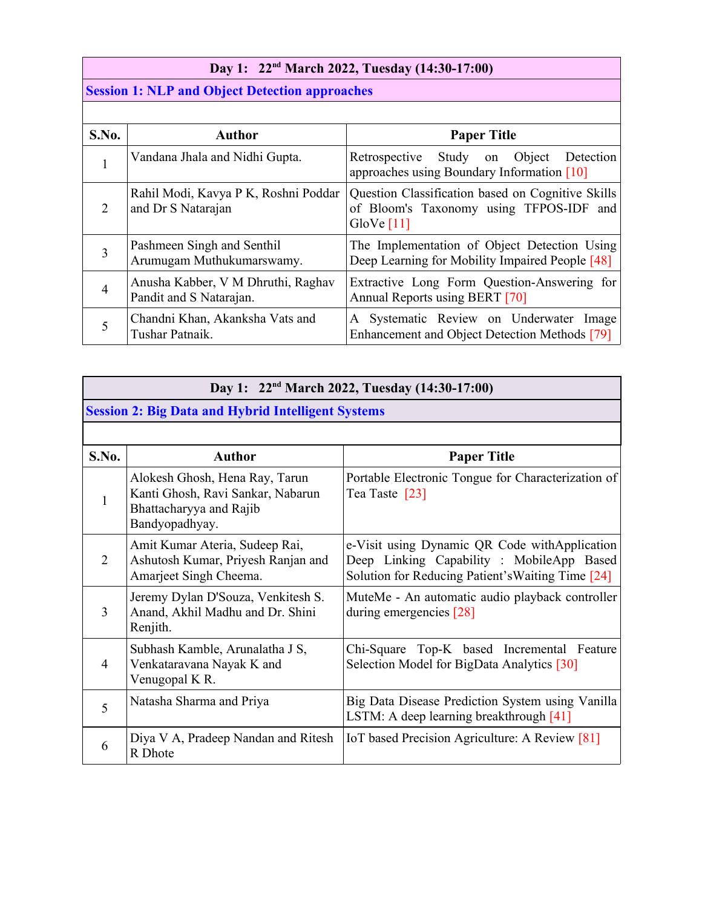| Day 1: 22nd March 2022, Tuesday (14:30-17:00) | | |
|---|---|---|
| **Session 1: NLP and Object Detection approaches** | | |
| | | |
| **S.No.** | **Author** | **Paper Title** |
| 1 | Vandana Jhala and Nidhi Gupta. | Retrospective Study on Object Detection approaches using Boundary Information [10] |
| 2 | Rahil Modi, Kavya P K, Roshni Poddar and Dr S Natarajan | Question Classification based on Cognitive Skills of Bloom's Taxonomy using TFPOS-IDF and GloVe [11] |
| 3 | Pashmeen Singh and Senthil Arumugam Muthukumarswamy. | The Implementation of Object Detection Using Deep Learning for Mobility Impaired People [48] |
| 4 | Anusha Kabber, V M Dhruthi, Raghav Pandit and S Natarajan. | Extractive Long Form Question-Answering for Annual Reports using BERT [70] |
| 5 | Chandni Khan, Akanksha Vats and Tushar Patnaik. | A Systematic Review on Underwater Image Enhancement and Object Detection Methods [79] |

| Day 1: 22nd March 2022, Tuesday (14:30-17:00) | | |
|---|---|---|
| **Session 2: Big Data and Hybrid Intelligent Systems** | | |
| | | |
| **S.No.** | **Author** | **Paper Title** |
| 1 | Alokesh Ghosh, Hena Ray, Tarun Kanti Ghosh, Ravi Sankar, Nabarun Bhattacharyya and Rajib Bandyopadhyay. | Portable Electronic Tongue for Characterization of Tea Taste [23] |
| 2 | Amit Kumar Ateria, Sudeep Rai, Ashutosh Kumar, Priyesh Ranjan and Amarjeet Singh Cheema. | e-Visit using Dynamic QR Code withApplication Deep Linking Capability : MobileApp Based Solution for Reducing Patient'sWaiting Time [24] |
| 3 | Jeremy Dylan D'Souza, Venkitesh S. Anand, Akhil Madhu and Dr. Shini Renjith. | MuteMe - An automatic audio playback controller during emergencies [28] |
| 4 | Subhash Kamble, Arunalatha J S, Venkataravana Nayak K and Venugopal K R. | Chi-Square Top-K based Incremental Feature Selection Model for BigData Analytics [30] |
| 5 | Natasha Sharma and Priya | Big Data Disease Prediction System using Vanilla LSTM: A deep learning breakthrough [41] |
| 6 | Diya V A, Pradeep Nandan and Ritesh R Dhote | IoT based Precision Agriculture: A Review [81] |